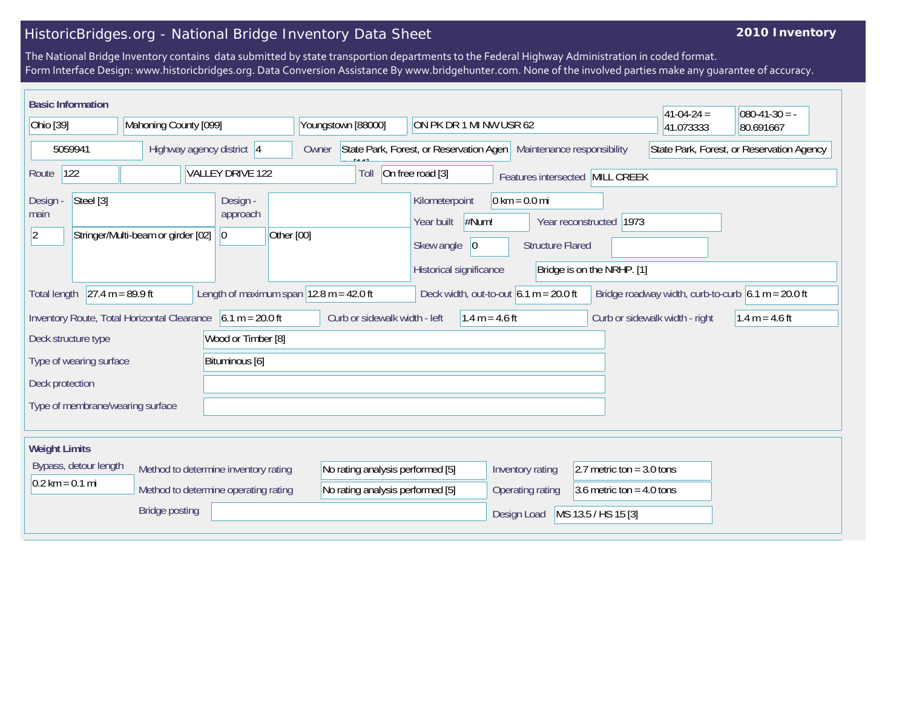# HistoricBridges.org - National Bridge Inventory Data Sheet

**2010 Inventory**

The National Bridge Inventory contains data submitted by state transportion departments to the Federal Highway Administration in coded format.
Form Interface Design: www.historicbridges.org. Data Conversion Assistance By www.bridgehunter.com. None of the involved parties make any guarantee of accuracy.

## Basic Information

| | |
|---|---|
| State | Ohio [39] |
| County | Mahoning County [099] |
| Place | Youngstown [88000] |
| Location | ON PK DR 1 MI NW USR 62 |
| Latitude | 41-04-24 = 41.073333 |
| Longitude | 080-41-30 = -80.691667 |
| Structure Number | 5059941 |
| Highway agency district | 4 |
| Owner | State Park, Forest, or Reservation Agen [11] |
| Maintenance responsibility | State Park, Forest, or Reservation Agency |
| Route | 122 |
| Facility | VALLEY DRIVE 122 |
| Toll | On free road [3] |
| Features intersected | MILL CREEK |
| Design - main | Steel [3] |
| | 2 — Stringer/Multi-beam or girder [02] |
| Design - approach | 0 — Other [00] |
| Kilometerpoint | 0 km = 0.0 mi |
| Year built | #Num! |
| Year reconstructed | 1973 |
| Skew angle | 0 |
| Structure Flared | |
| Historical significance | Bridge is on the NRHP. [1] |
| Total length | 27.4 m = 89.9 ft |
| Length of maximum span | 12.8 m = 42.0 ft |
| Deck width, out-to-out | 6.1 m = 20.0 ft |
| Bridge roadway width, curb-to-curb | 6.1 m = 20.0 ft |
| Inventory Route, Total Horizontal Clearance | 6.1 m = 20.0 ft |
| Curb or sidewalk width - left | 1.4 m = 4.6 ft |
| Curb or sidewalk width - right | 1.4 m = 4.6 ft |
| Deck structure type | Wood or Timber [8] |
| Type of wearing surface | Bituminous [6] |
| Deck protection | |
| Type of membrane/wearing surface | |

## Weight Limits

| | |
|---|---|
| Bypass, detour length | 0.2 km = 0.1 mi |
| Method to determine inventory rating | No rating analysis performed [5] |
| Method to determine operating rating | No rating analysis performed [5] |
| Inventory rating | 2.7 metric ton = 3.0 tons |
| Operating rating | 3.6 metric ton = 4.0 tons |
| Bridge posting | |
| Design Load | MS 13.5 / HS 15 [3] |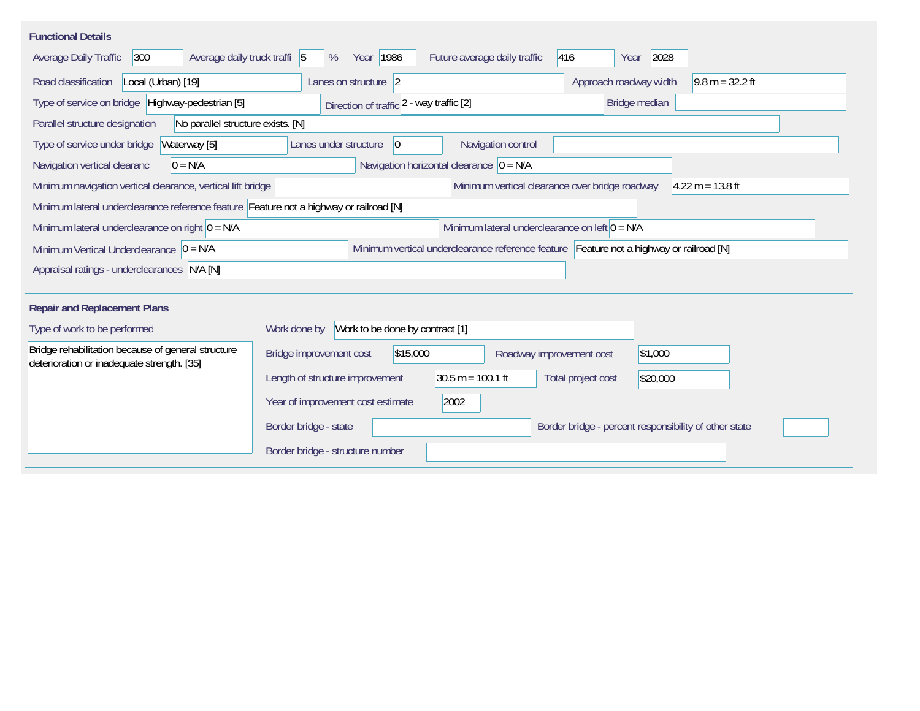## Functional Details

| Field | Value |
|---|---|
| Average Daily Traffic | 300 |
| Average daily truck traffi | 5 % |
| Year | 1986 |
| Future average daily traffic | 416 |
| Year | 2028 |
| Road classification | Local (Urban) [19] |
| Lanes on structure | 2 |
| Approach roadway width | 9.8 m = 32.2 ft |
| Type of service on bridge | Highway-pedestrian [5] |
| Direction of traffic | 2 - way traffic [2] |
| Bridge median | |
| Parallel structure designation | No parallel structure exists. [N] |
| Type of service under bridge | Waterway [5] |
| Lanes under structure | 0 |
| Navigation control | |
| Navigation vertical clearanc | 0 = N/A |
| Navigation horizontal clearance | 0 = N/A |
| Minimum navigation vertical clearance, vertical lift bridge | |
| Minimum vertical clearance over bridge roadway | 4.22 m = 13.8 ft |
| Minimum lateral underclearance reference feature | Feature not a highway or railroad [N] |
| Minimum lateral underclearance on right | 0 = N/A |
| Minimum lateral underclearance on left | 0 = N/A |
| Minimum Vertical Underclearance | 0 = N/A |
| Minimum vertical underclearance reference feature | Feature not a highway or railroad [N] |
| Appraisal ratings - underclearances | N/A [N] |

## Repair and Replacement Plans

**Type of work to be performed**

Bridge rehabilitation because of general structure deterioration or inadequate strength. [35]

| Field | Value |
|---|---|
| Work done by | Work to be done by contract [1] |
| Bridge improvement cost | $15,000 |
| Roadway improvement cost | $1,000 |
| Length of structure improvement | 30.5 m = 100.1 ft |
| Total project cost | $20,000 |
| Year of improvement cost estimate | 2002 |
| Border bridge - state | |
| Border bridge - percent responsibility of other state | |
| Border bridge - structure number | |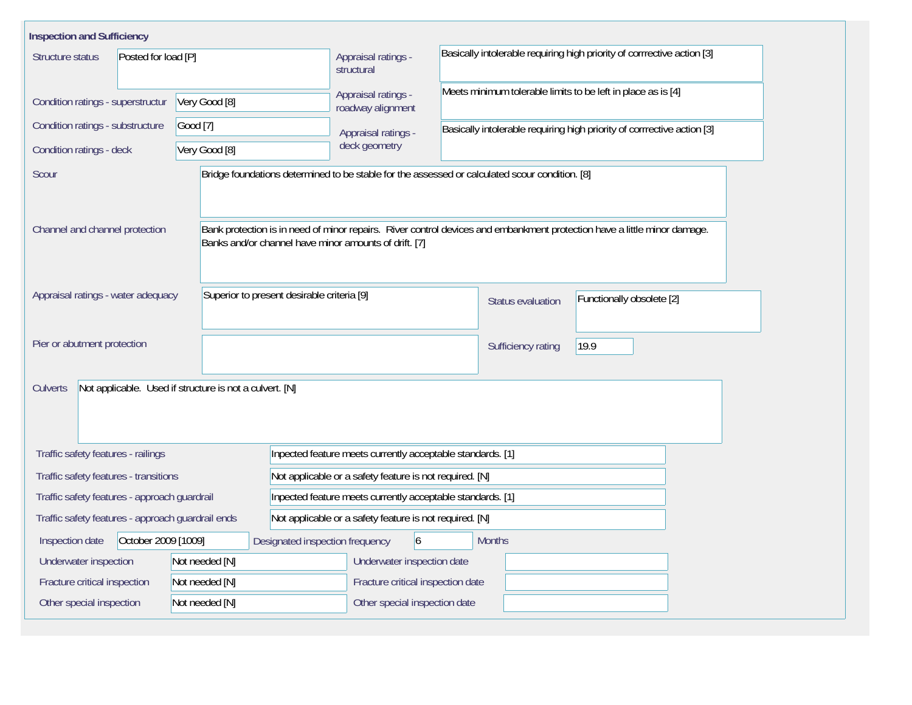## Inspection and Sufficiency

| Field | Value |
|---|---|
| Structure status | Posted for load [P] |
| Appraisal ratings - structural | Basically intolerable requiring high priority of corrrective action [3] |
| Condition ratings - superstructur | Very Good [8] |
| Appraisal ratings - roadway alignment | Meets minimum tolerable limits to be left in place as is [4] |
| Condition ratings - substructure | Good [7] |
| Appraisal ratings - deck geometry | Basically intolerable requiring high priority of corrrective action [3] |
| Condition ratings - deck | Very Good [8] |
| Scour | Bridge foundations determined to be stable for the assessed or calculated scour condition. [8] |
| Channel and channel protection | Bank protection is in need of minor repairs. River control devices and embankment protection have a little minor damage. Banks and/or channel have minor amounts of drift. [7] |
| Appraisal ratings - water adequacy | Superior to present desirable criteria [9] |
| Status evaluation | Functionally obsolete [2] |
| Pier or abutment protection | |
| Sufficiency rating | 19.9 |
| Culverts | Not applicable. Used if structure is not a culvert. [N] |
| Traffic safety features - railings | Inpected feature meets currently acceptable standards. [1] |
| Traffic safety features - transitions | Not applicable or a safety feature is not required. [N] |
| Traffic safety features - approach guardrail | Inpected feature meets currently acceptable standards. [1] |
| Traffic safety features - approach guardrail ends | Not applicable or a safety feature is not required. [N] |
| Inspection date | October 2009 [1009] |
| Designated inspection frequency | 6 Months |
| Underwater inspection | Not needed [N] |
| Underwater inspection date | |
| Fracture critical inspection | Not needed [N] |
| Fracture critical inspection date | |
| Other special inspection | Not needed [N] |
| Other special inspection date | |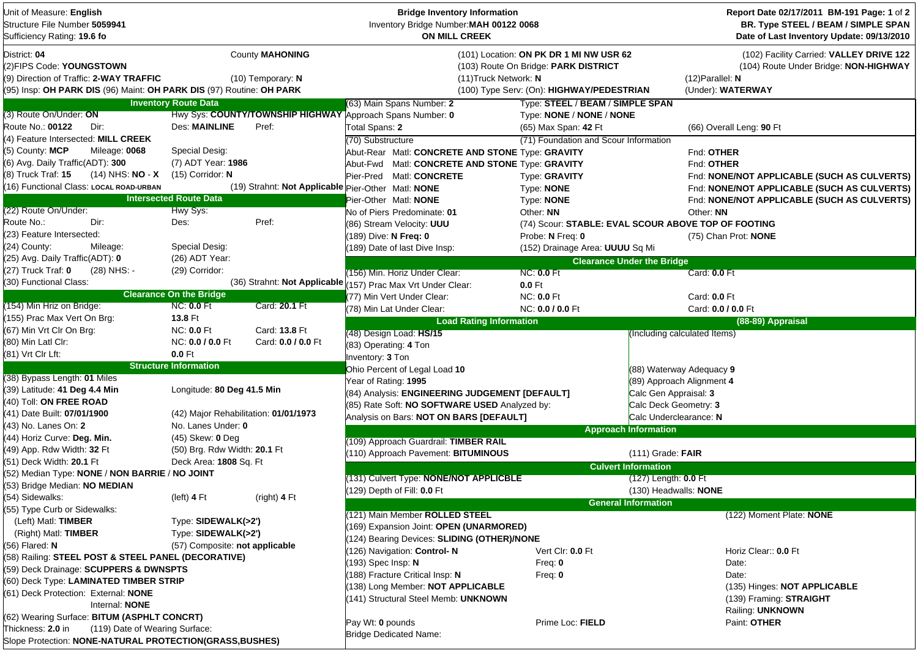Unit of Measure: **English**
Structure File Number **5059941**
Sufficiency Rating: **19.6 fo**

**Bridge Inventory Information**
Inventory Bridge Number: **MAH 00122 0068**
**ON MILL CREEK**

**Report Date 02/17/2011 BM-191 Page: 1 of 2**
**BR. Type STEEL / BEAM / SIMPLE SPAN**
**Date of Last Inventory Update: 09/13/2010**

District: **04** | County **MAHONING** | (101) Location: **ON PK DR 1 MI NW USR 62** | (102) Facility Carried: **VALLEY DRIVE 122**
(2)FIPS Code: **YOUNGSTOWN** | (103) Route On Bridge: **PARK DISTRICT** | (104) Route Under Bridge: **NON-HIGHWAY**
(9) Direction of Traffic: **2-WAY TRAFFIC** | (10) Temporary: **N** | (11)Truck Network: **N** | (12)Parallel: **N**
(95) Insp: **OH PARK DIS** (96) Maint: **OH PARK DIS** (97) Routine: **OH PARK** | (100) Type Serv: (On): **HIGHWAY/PEDESTRIAN** | (Under): **WATERWAY**

## Inventory Route Data

(3) Route On/Under: **ON** | Hwy Sys: **COUNTY/TOWNSHIP HIGHWAY**
Route No.: **00122** | Dir: | Des: **MAINLINE** | Pref:
(4) Feature Intersected: **MILL CREEK**
(5) County: **MCP** | Mileage: **0068** | Special Desig:
(6) Avg. Daily Traffic(ADT): **300** | (7) ADT Year: **1986**
(8) Truck Traf: **15** | (14) NHS: **NO - X** | (15) Corridor: **N**
(16) Functional Class: **LOCAL ROAD-URBAN** | (19) Strahnt: **Not Applicable**

## Intersected Route Data

(22) Route On/Under: | Hwy Sys:
Route No.: | Dir: | Des: | Pref:
(23) Feature Intersected:
(24) County: | Mileage: | Special Desig:
(25) Avg. Daily Traffic(ADT): **0** | (26) ADT Year:
(27) Truck Traf: **0** | (28) NHS: **-** | (29) Corridor:
(30) Functional Class: | (36) Strahnt: **Not Applicable**

## Clearance On the Bridge

(154) Min Hriz on Bridge: | NC: **0.0** Ft | Card: **20.1** Ft
(155) Prac Max Vert On Brg: | **13.8** Ft
(67) Min Vrt Clr On Brg: | NC: **0.0** Ft | Card: **13.8** Ft
(80) Min Latl Clr: | NC: **0.0 / 0.0** Ft | Card: **0.0 / 0.0** Ft
(81) Vrt Clr Lft: | **0.0** Ft

## Structure Information

(38) Bypass Length: **01** Miles
(39) Latitude: **41 Deg 4.4 Min** | Longitude: **80 Deg 41.5 Min**
(40) Toll: **ON FREE ROAD**
(41) Date Built: **07/01/1900** | (42) Major Rehabilitation: **01/01/1973**
(43) No. Lanes On: **2** | No. Lanes Under: **0**
(44) Horiz Curve: **Deg. Min.** | (45) Skew: **0** Deg
(49) App. Rdw Width: **32** Ft | (50) Brg. Rdw Width: **20.1** Ft
(51) Deck Width: **20.1** Ft | Deck Area: **1808** Sq. Ft
(52) Median Type: **NONE / NON BARRIE / NO JOINT**
(53) Bridge Median: **NO MEDIAN**
(54) Sidewalks: | (left) **4** Ft | (right) **4** Ft
(55) Type Curb or Sidewalks:
(Left) Matl: **TIMBER** | Type: **SIDEWALK(>2')**
(Right) Matl: **TIMBER** | Type: **SIDEWALK(>2')**
(56) Flared: **N** | (57) Composite: **not applicable**
(58) Railing: **STEEL POST & STEEL PANEL (DECORATIVE)**
(59) Deck Drainage: **SCUPPERS & DWNSPTS**
(60) Deck Type: **LAMINATED TIMBER STRIP**
(61) Deck Protection: External: **NONE**
Internal: **NONE**
(62) Wearing Surface: **BITUM (ASPHLT CONCRT)**
Thickness: **2.0** in | (119) Date of Wearing Surface:
Slope Protection: **NONE-NATURAL PROTECTION(GRASS,BUSHES)**

## Spans and Substructure

(63) Main Spans Number: **2** | Type: **STEEL / BEAM / SIMPLE SPAN**
Approach Spans Number: **0** | Type: **NONE / NONE / NONE**
Total Spans: **2** | (65) Max Span: **42** Ft | (66) Overall Leng: **90** Ft

| (70) Substructure | Matl | (71) Foundation and Scour Information | |
|---|---|---|---|
| Abut-Rear | Matl: **CONCRETE AND STONE** | Type: **GRAVITY** | Fnd: **OTHER** |
| Abut-Fwd | Matl: **CONCRETE AND STONE** | Type: **GRAVITY** | Fnd: **OTHER** |
| Pier-Pred | Matl: **CONCRETE** | Type: **GRAVITY** | Fnd: **NONE/NOT APPLICABLE (SUCH AS CULVERTS)** |
| Pier-Other | Matl: **NONE** | Type: **NONE** | Fnd: **NONE/NOT APPLICABLE (SUCH AS CULVERTS)** |
| Pier-Other | Matl: **NONE** | Type: **NONE** | Fnd: **NONE/NOT APPLICABLE (SUCH AS CULVERTS)** |

No of Piers Predominate: **01** | Other: **NN** | Other: **NN**
(86) Stream Velocity: **UUU** | (74) Scour: **STABLE: EVAL SCOUR ABOVE TOP OF FOOTING**
(189) Dive: **N** Freq: **0** | Probe: **N** Freq: **0** | (75) Chan Prot: **NONE**
(189) Date of last Dive Insp: | (152) Drainage Area: **UUUU** Sq Mi

## Clearance Under the Bridge

(156) Min. Horiz Under Clear: | NC: **0.0** Ft | Card: **0.0** Ft
(157) Prac Max Vrt Under Clear: | **0.0** Ft
(77) Min Vert Under Clear: | NC: **0.0** Ft | Card: **0.0** Ft
(78) Min Lat Under Clear: | NC: **0.0 / 0.0** Ft | Card: **0.0 / 0.0** Ft

## Load Rating Information

(48) Design Load: **HS/15**
(83) Operating: **4** Ton
Inventory: **3** Ton
Ohio Percent of Legal Load **10**
Year of Rating: **1995**
(84) Analysis: **ENGINEERING JUDGEMENT [DEFAULT]**
(85) Rate Soft: **NO SOFTWARE USED** Analyzed by:
Analysis on Bars: **NOT ON BARS [DEFAULT]**

## (88-89) Appraisal

(Including calculated Items)
(88) Waterway Adequacy **9**
(89) Approach Alignment **4**
Calc Gen Appraisal: **3**
Calc Deck Geometry: **3**
Calc Underclearance: **N**

## Approach Information

(109) Approach Guardrail: **TIMBER RAIL**
(110) Approach Pavement: **BITUMINOUS** | (111) Grade: **FAIR**

## Culvert Information

(131) Culvert Type: **NONE/NOT APPLICBLE** | (127) Length: **0.0** Ft
(129) Depth of Fill: **0.0** Ft | (130) Headwalls: **NONE**

## General Information

(121) Main Member **ROLLED STEEL** | (122) Moment Plate: **NONE**
(169) Expansion Joint: **OPEN (UNARMORED)**
(124) Bearing Devices: **SLIDING (OTHER)/NONE**
(126) Navigation: **Control- N** | Vert Clr: **0.0** Ft | Horiz Clear:: **0.0** Ft
(193) Spec Insp: **N** | Freq: **0** | Date:
(188) Fracture Critical Insp: **N** | Freq: **0** | Date:
(138) Long Member: **NOT APPLICABLE** | (135) Hinges: **NOT APPLICABLE**
(141) Structural Steel Memb: **UNKNOWN** | (139) Framing: **STRAIGHT**
Railing: **UNKNOWN**
Pay Wt: **0** pounds | Prime Loc: **FIELD** | Paint: **OTHER**
Bridge Dedicated Name: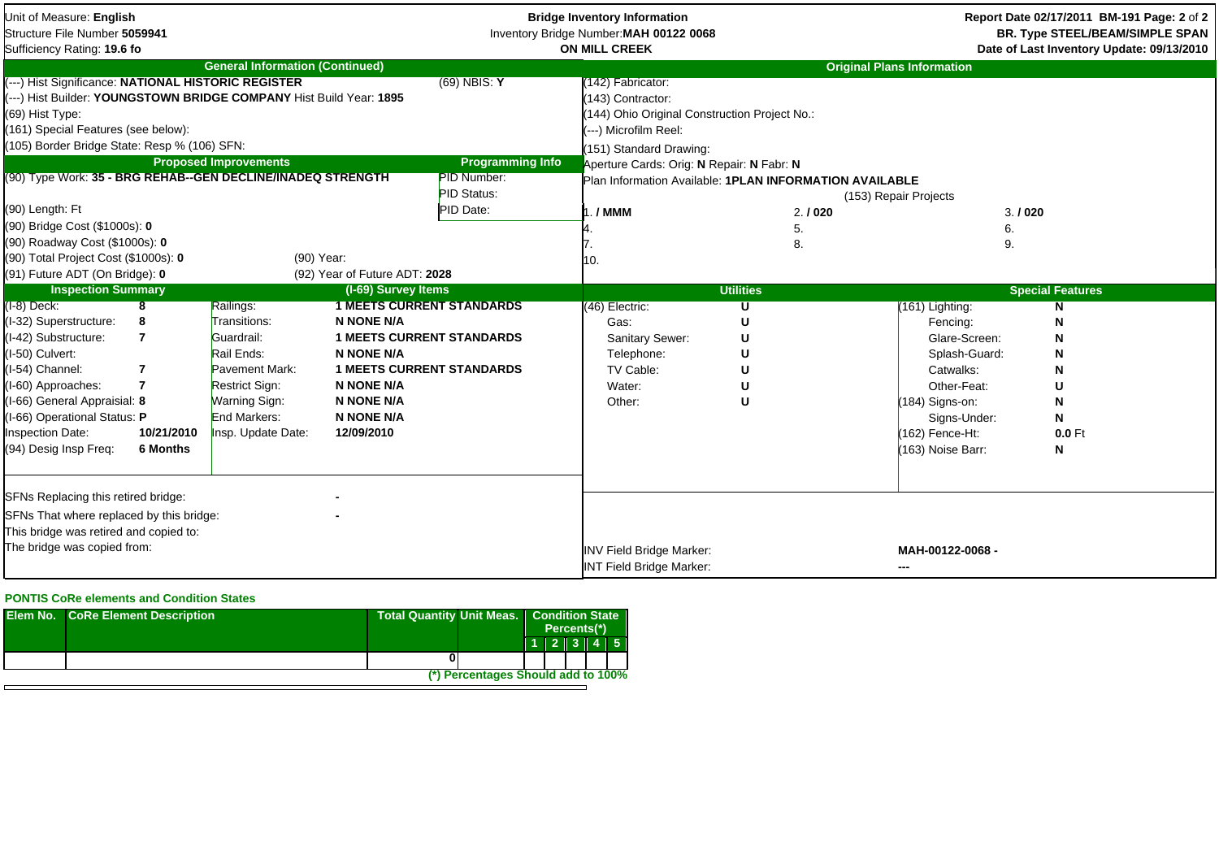Unit of Measure: **English**
Structure File Number **5059941**
Sufficiency Rating: **19.6 fo**

**Bridge Inventory Information**
Inventory Bridge Number: **MAH 00122 0068**
**ON MILL CREEK**

**Report Date 02/17/2011 BM-191 Page: 2 of 2**
**BR. Type STEEL/BEAM/SIMPLE SPAN**
**Date of Last Inventory Update: 09/13/2010**

## General Information (Continued)

(---) Hist Significance: **NATIONAL HISTORIC REGISTER** (69) NBIS: **Y**
(---) Hist Builder: **YOUNGSTOWN BRIDGE COMPANY** Hist Build Year: **1895**
(69) Hist Type:
(161) Special Features (see below):
(105) Border Bridge State: Resp % (106) SFN:

## Proposed Improvements

(90) Type Work: **35 - BRG REHAB--GEN DECLINE/INADEQ STRENGTH**
(90) Length: Ft
(90) Bridge Cost ($1000s): **0**
(90) Roadway Cost ($1000s): **0**
(90) Total Project Cost ($1000s): **0** (90) Year:
(91) Future ADT (On Bridge): **0** (92) Year of Future ADT: **2028**

## Programming Info

PID Number:
PID Status:
PID Date:

## Original Plans Information

(142) Fabricator:
(143) Contractor:
(144) Ohio Original Construction Project No.:
(---) Microfilm Reel:
(151) Standard Drawing:
Aperture Cards: Orig: **N** Repair: **N** Fabr: **N**
Plan Information Available: **1PLAN INFORMATION AVAILABLE**

(153) Repair Projects

| | | |
|---|---|---|
| 1. **/ MMM** | 2. **/ 020** | 3. **/ 020** |
| 4. | 5. | 6. |
| 7. | 8. | 9. |
| 10. | | |

## Inspection Summary

| | |
|---|---|
| (I-8) Deck: | **8** |
| (I-32) Superstructure: | **8** |
| (I-42) Substructure: | **7** |
| (I-50) Culvert: | |
| (I-54) Channel: | **7** |
| (I-60) Approaches: | **7** |
| (I-66) General Appraisial: | **8** |
| (I-66) Operational Status: | **P** |
| Inspection Date: | **10/21/2010** |
| (94) Desig Insp Freq: | **6 Months** |

## (I-69) Survey Items

| | |
|---|---|
| Railings: | **1 MEETS CURRENT STANDARDS** |
| Transitions: | **N NONE N/A** |
| Guardrail: | **1 MEETS CURRENT STANDARDS** |
| Rail Ends: | **N NONE N/A** |
| Pavement Mark: | **1 MEETS CURRENT STANDARDS** |
| Restrict Sign: | **N NONE N/A** |
| Warning Sign: | **N NONE N/A** |
| End Markers: | **N NONE N/A** |
| Insp. Update Date: | **12/09/2010** |

## Utilities

| | |
|---|---|
| (46) Electric: | **U** |
| Gas: | **U** |
| Sanitary Sewer: | **U** |
| Telephone: | **U** |
| TV Cable: | **U** |
| Water: | **U** |
| Other: | **U** |

## Special Features

| | |
|---|---|
| (161) Lighting: | **N** |
| Fencing: | **N** |
| Glare-Screen: | **N** |
| Splash-Guard: | **N** |
| Catwalks: | **N** |
| Other-Feat: | **U** |
| (184) Signs-on: | **N** |
| Signs-Under: | **N** |
| (162) Fence-Ht: | **0.0** Ft |
| (163) Noise Barr: | **N** |

SFNs Replacing this retired bridge: -
SFNs That where replaced by this bridge: -
This bridge was retired and copied to:
The bridge was copied from:

INV Field Bridge Marker: **MAH-00122-0068 -**
INT Field Bridge Marker: **---**

### PONTIS CoRe elements and Condition States

| Elem No. | CoRe Element Description | Total Quantity | Unit Meas. | Condition State Percents(*) 1 | 2 | 3 | 4 | 5 |
|---|---|---|---|---|---|---|---|---|
| | | 0 | | | | | | |

**(*) Percentages Should add to 100%**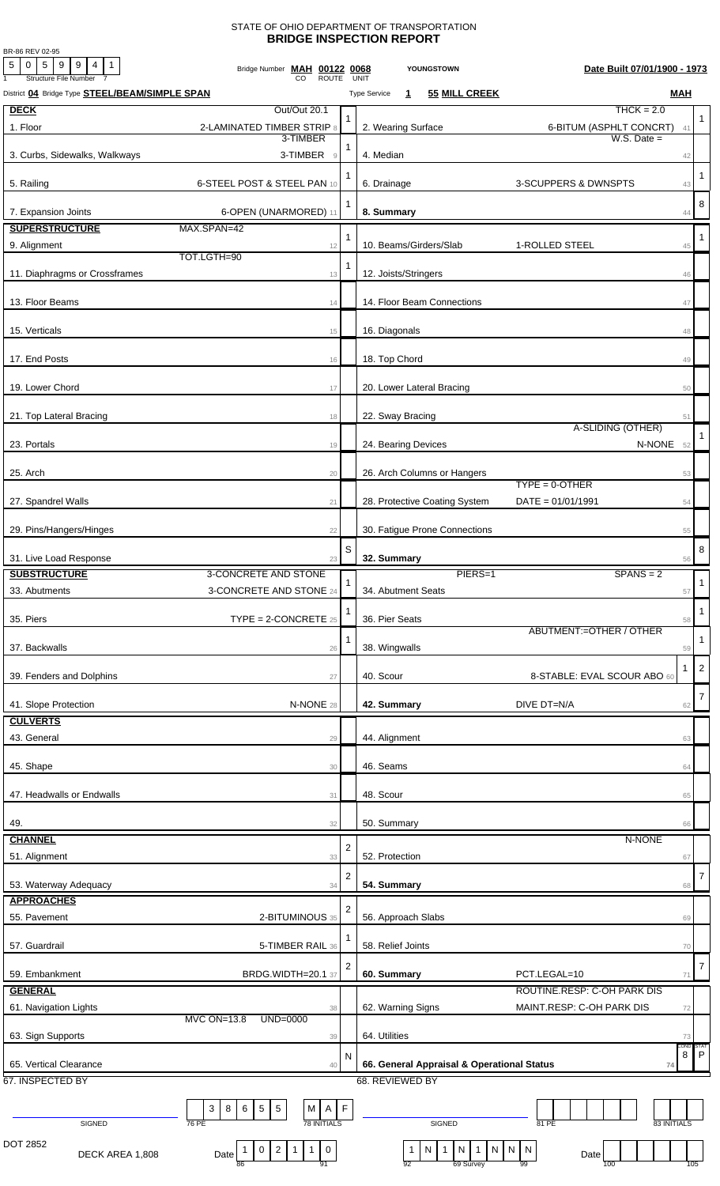BR-86 REV 02-95

# STATE OF OHIO DEPARTMENT OF TRANSPORTATION
## BRIDGE INSPECTION REPORT

Structure File Number: 5 0 5 9 9 4 1

Bridge Number **MAH 00122 0068** (CO ROUTE UNIT) **YOUNGSTOWN** **Date Built 07/01/1900 - 1973**

District **04** Bridge Type **STEEL/BEAM/SIMPLE SPAN** Type Service **1** **55 MILL CREEK** **MAH**

| DECK | Out/Out 20.1 | | | THCK = 2.0 | |
|---|---|---|---|---|---|
| 1. Floor | 2-LAMINATED TIMBER STRIP 8 | 1 | 2. Wearing Surface | 6-BITUM (ASPHLT CONCRT) 41 | 1 |
| 3. Curbs, Sidewalks, Walkways | 3-TIMBER / 3-TIMBER 9 | 1 | 4. Median | W.S. Date = 42 | |
| 5. Railing | 6-STEEL POST & STEEL PAN 10 | 1 | 6. Drainage | 3-SCUPPERS & DWNSPTS 43 | 1 |
| 7. Expansion Joints | 6-OPEN (UNARMORED) 11 | 1 | **8. Summary** | 44 | 8 |
| **SUPERSTRUCTURE** | MAX.SPAN=42 | | | | |
| 9. Alignment | 12 | 1 | 10. Beams/Girders/Slab | 1-ROLLED STEEL 45 | 1 |
| 11. Diaphragms or Crossframes | TOT.LGTH=90 13 | 1 | 12. Joists/Stringers | 46 | |
| 13. Floor Beams | 14 | | 14. Floor Beam Connections | 47 | |
| 15. Verticals | 15 | | 16. Diagonals | 48 | |
| 17. End Posts | 16 | | 18. Top Chord | 49 | |
| 19. Lower Chord | 17 | | 20. Lower Lateral Bracing | 50 | |
| 21. Top Lateral Bracing | 18 | | 22. Sway Bracing | 51 | |
| 23. Portals | 19 | | 24. Bearing Devices | A-SLIDING (OTHER) / N-NONE 52 | 1 |
| 25. Arch | 20 | | 26. Arch Columns or Hangers | 53 | |
| 27. Spandrel Walls | 21 | | 28. Protective Coating System | TYPE = 0-OTHER / DATE = 01/01/1991 54 | |
| 29. Pins/Hangers/Hinges | 22 | | 30. Fatigue Prone Connections | 55 | |
| 31. Live Load Response | 23 | S | **32. Summary** | 56 | 8 |
| **SUBSTRUCTURE** | 3-CONCRETE AND STONE | | PIERS=1 | SPANS = 2 | |
| 33. Abutments | 3-CONCRETE AND STONE 24 | 1 | 34. Abutment Seats | 57 | 1 |
| 35. Piers | TYPE = 2-CONCRETE 25 | 1 | 36. Pier Seats | 58 | 1 |
| 37. Backwalls | 26 | 1 | 38. Wingwalls | ABUTMENT:=OTHER / OTHER 59 | 1 |
| 39. Fenders and Dolphins | 27 | | 40. Scour | 8-STABLE: EVAL SCOUR ABO 60 1 | 2 |
| 41. Slope Protection | N-NONE 28 | | **42. Summary** | DIVE DT=N/A 62 | 7 |
| **CULVERTS** | | | | | |
| 43. General | 29 | | 44. Alignment | 63 | |
| 45. Shape | 30 | | 46. Seams | 64 | |
| 47. Headwalls or Endwalls | 31 | | 48. Scour | 65 | |
| 49. | 32 | | 50. Summary | 66 | |
| **CHANNEL** | | | | | |
| 51. Alignment | 33 | 2 | 52. Protection | N-NONE 67 | |
| 53. Waterway Adequacy | 34 | 2 | **54. Summary** | 68 | 7 |
| **APPROACHES** | | | | | |
| 55. Pavement | 2-BITUMINOUS 35 | 2 | 56. Approach Slabs | 69 | |
| 57. Guardrail | 5-TIMBER RAIL 36 | 1 | 58. Relief Joints | 70 | |
| 59. Embankment | BRDG.WIDTH=20.1 37 | 2 | **60. Summary** | PCT.LEGAL=10 71 | 7 |
| **GENERAL** | | | | | |
| 61. Navigation Lights | 38 | | 62. Warning Signs | ROUTINE.RESP: C-OH PARK DIS / MAINT.RESP: C-OH PARK DIS 72 | |
| 63. Sign Supports | MVC ON=13.8 UND=0000 39 | | 64. Utilities | 73 | |
| 65. Vertical Clearance | 40 | N | **66. General Appraisal & Operational Status** | 74 | COND 8 / STAT P |

67. INSPECTED BY — SIGNED — 76 PE: 3 8 6 5 5 — 78 INITIALS: M A F

68. REVIEWED BY — SIGNED — 81 PE: — 83 INITIALS:

DOT 2852 DECK AREA 1,808 Date (86–91): 1 0 2 1 1 0 — 92–99 (69 Survey): 1 N 1 N 1 N N N — Date (100–105):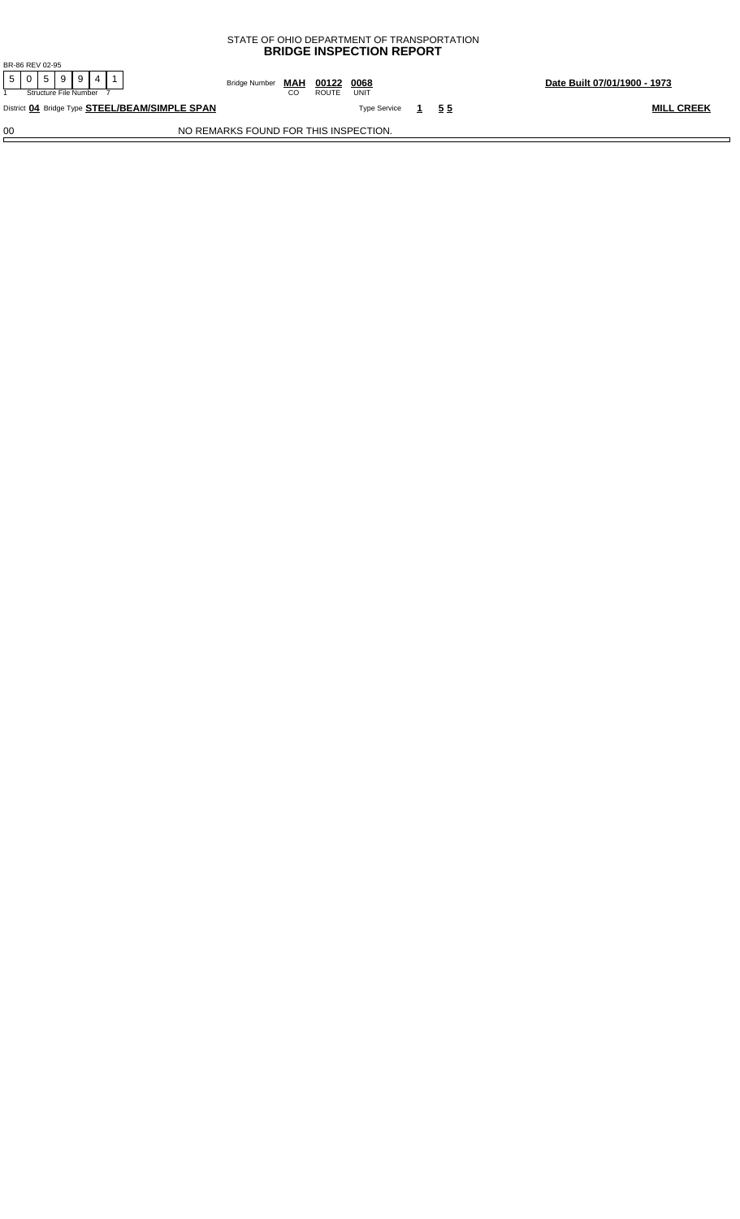STATE OF OHIO DEPARTMENT OF TRANSPORTATION
**BRIDGE INSPECTION REPORT**

BR-86 REV 02-95

| 5 | 0 | 5 | 9 | 9 | 4 | 1 |
|---|---|---|---|---|---|---|

1 Structure File Number 7

Bridge Number **MAH** (CO) **00122** (ROUTE) **0068** (UNIT)

**Date Built 07/01/1900 - 1973**

District **04** Bridge Type **STEEL/BEAM/SIMPLE SPAN**

Type Service **1** **5 5**

**MILL CREEK**

00 NO REMARKS FOUND FOR THIS INSPECTION.